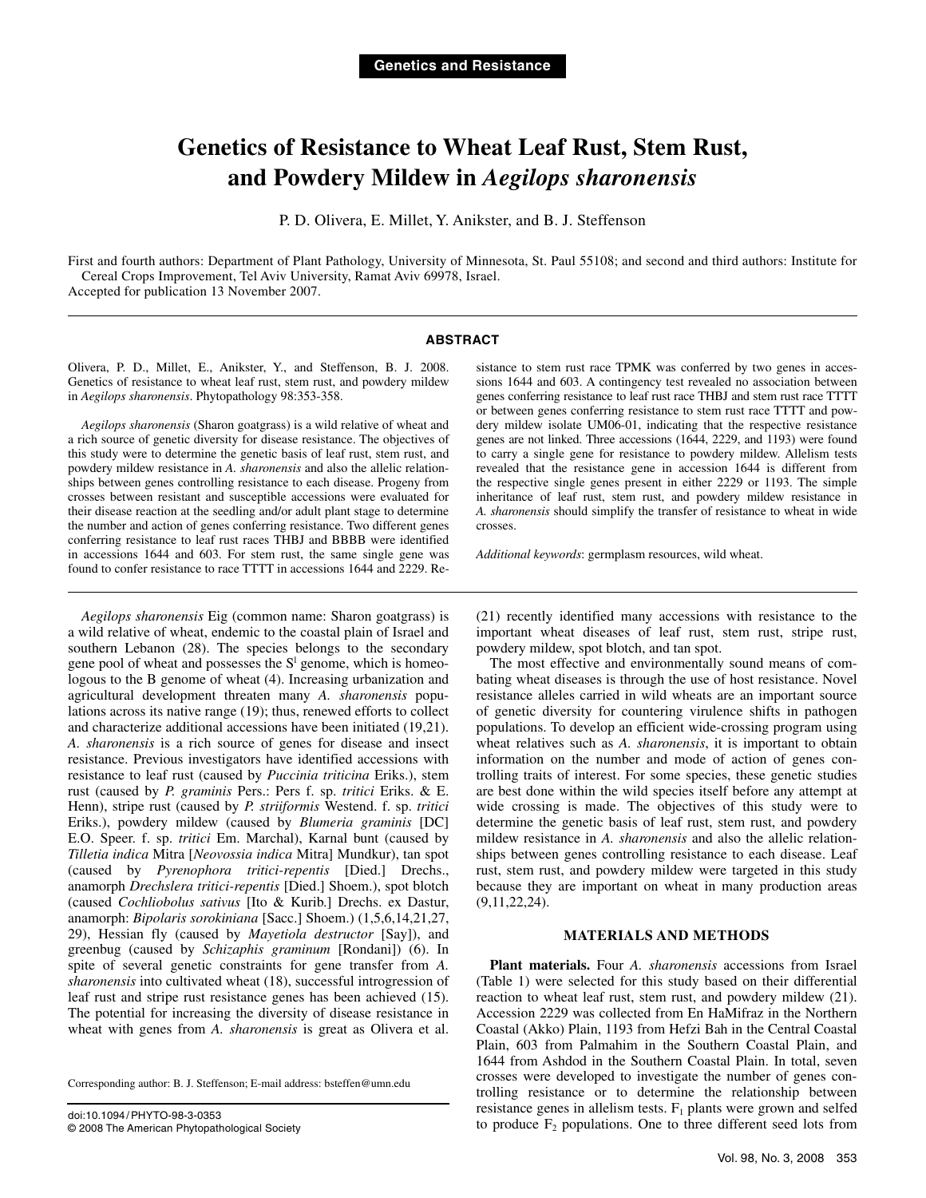Genetics and Resistance

# Genetics of Resistance to Wheat Leaf Rust, Stem Rust, and Powdery Mildew in *Aegilops sharonensis*

P. D. Olivera, E. Millet, Y. Anikster, and B. J. Steffenson

First and fourth authors: Department of Plant Pathology, University of Minnesota, St. Paul 55108; and second and third authors: Institute for Cereal Crops Improvement, Tel Aviv University, Ramat Aviv 69978, Israel.
Accepted for publication 13 November 2007.

## ABSTRACT

Olivera, P. D., Millet, E., Anikster, Y., and Steffenson, B. J. 2008. Genetics of resistance to wheat leaf rust, stem rust, and powdery mildew in *Aegilops sharonensis*. Phytopathology 98:353-358.

*Aegilops sharonensis* (Sharon goatgrass) is a wild relative of wheat and a rich source of genetic diversity for disease resistance. The objectives of this study were to determine the genetic basis of leaf rust, stem rust, and powdery mildew resistance in *A. sharonensis* and also the allelic relationships between genes controlling resistance to each disease. Progeny from crosses between resistant and susceptible accessions were evaluated for their disease reaction at the seedling and/or adult plant stage to determine the number and action of genes conferring resistance. Two different genes conferring resistance to leaf rust races THBJ and BBBB were identified in accessions 1644 and 603. For stem rust, the same single gene was found to confer resistance to race TTTT in accessions 1644 and 2229. Resistance to stem rust race TPMK was conferred by two genes in accessions 1644 and 603. A contingency test revealed no association between genes conferring resistance to leaf rust race THBJ and stem rust race TTTT or between genes conferring resistance to stem rust race TTTT and powdery mildew isolate UM06-01, indicating that the respective resistance genes are not linked. Three accessions (1644, 2229, and 1193) were found to carry a single gene for resistance to powdery mildew. Allelism tests revealed that the resistance gene in accession 1644 is different from the respective single genes present in either 2229 or 1193. The simple inheritance of leaf rust, stem rust, and powdery mildew resistance in *A. sharonensis* should simplify the transfer of resistance to wheat in wide crosses.

*Additional keywords*: germplasm resources, wild wheat.

*Aegilops sharonensis* Eig (common name: Sharon goatgrass) is a wild relative of wheat, endemic to the coastal plain of Israel and southern Lebanon (28). The species belongs to the secondary gene pool of wheat and possesses the $S^l$ genome, which is homeologous to the B genome of wheat (4). Increasing urbanization and agricultural development threaten many *A. sharonensis* populations across its native range (19); thus, renewed efforts to collect and characterize additional accessions have been initiated (19,21). *A. sharonensis* is a rich source of genes for disease and insect resistance. Previous investigators have identified accessions with resistance to leaf rust (caused by *Puccinia triticina* Eriks.), stem rust (caused by *P. graminis* Pers.: Pers f. sp. *tritici* Eriks. & E. Henn), stripe rust (caused by *P. striiformis* Westend. f. sp. *tritici* Eriks.), powdery mildew (caused by *Blumeria graminis* [DC] E.O. Speer. f. sp. *tritici* Em. Marchal), Karnal bunt (caused by *Tilletia indica* Mitra [*Neovossia indica* Mitra] Mundkur), tan spot (caused by *Pyrenophora tritici-repentis* [Died.] Drechs., anamorph *Drechslera tritici-repentis* [Died.] Shoem.), spot blotch (caused *Cochliobolus sativus* [Ito & Kurib.] Drechs. ex Dastur, anamorph: *Bipolaris sorokiniana* [Sacc.] Shoem.) (1,5,6,14,21,27, 29), Hessian fly (caused by *Mayetiola destructor* [Say]), and greenbug (caused by *Schizaphis graminum* [Rondani]) (6). In spite of several genetic constraints for gene transfer from *A. sharonensis* into cultivated wheat (18), successful introgression of leaf rust and stripe rust resistance genes has been achieved (15). The potential for increasing the diversity of disease resistance in wheat with genes from *A. sharonensis* is great as Olivera et al. (21) recently identified many accessions with resistance to the important wheat diseases of leaf rust, stem rust, stripe rust, powdery mildew, spot blotch, and tan spot.

The most effective and environmentally sound means of combating wheat diseases is through the use of host resistance. Novel resistance alleles carried in wild wheats are an important source of genetic diversity for countering virulence shifts in pathogen populations. To develop an efficient wide-crossing program using wheat relatives such as *A. sharonensis*, it is important to obtain information on the number and mode of action of genes controlling traits of interest. For some species, these genetic studies are best done within the wild species itself before any attempt at wide crossing is made. The objectives of this study were to determine the genetic basis of leaf rust, stem rust, and powdery mildew resistance in *A. sharonensis* and also the allelic relationships between genes controlling resistance to each disease. Leaf rust, stem rust, and powdery mildew were targeted in this study because they are important on wheat in many production areas (9,11,22,24).

## MATERIALS AND METHODS

**Plant materials.** Four *A. sharonensis* accessions from Israel (Table 1) were selected for this study based on their differential reaction to wheat leaf rust, stem rust, and powdery mildew (21). Accession 2229 was collected from En HaMifraz in the Northern Coastal (Akko) Plain, 1193 from Hefzi Bah in the Central Coastal Plain, 603 from Palmahim in the Southern Coastal Plain, and 1644 from Ashdod in the Southern Coastal Plain. In total, seven crosses were developed to investigate the number of genes controlling resistance or to determine the relationship between resistance genes in allelism tests. $F_1$ plants were grown and selfed to produce $F_2$ populations. One to three different seed lots from

Corresponding author: B. J. Steffenson; E-mail address: bsteffen@umn.edu

doi:10.1094/PHYTO-98-3-0353
© 2008 The American Phytopathological Society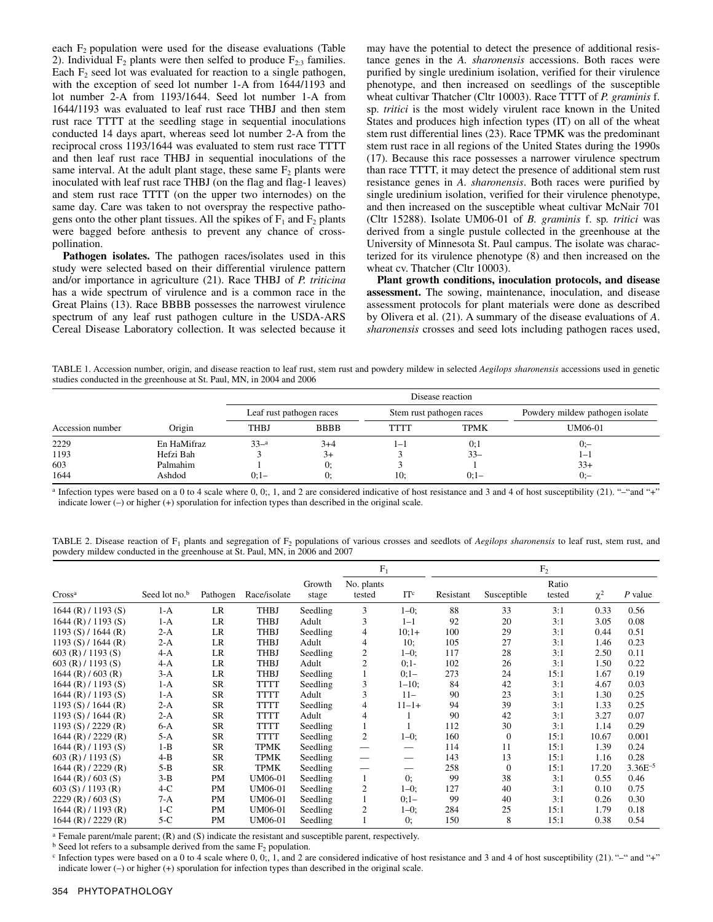each $F_2$ population were used for the disease evaluations (Table 2). Individual $F_2$ plants were then selfed to produce $F_{2:3}$ families. Each $F_2$ seed lot was evaluated for reaction to a single pathogen, with the exception of seed lot number 1-A from 1644/1193 and lot number 2-A from 1193/1644. Seed lot number 1-A from 1644/1193 was evaluated to leaf rust race THBJ and then stem rust race TTTT at the seedling stage in sequential inoculations conducted 14 days apart, whereas seed lot number 2-A from the reciprocal cross 1193/1644 was evaluated to stem rust race TTTT and then leaf rust race THBJ in sequential inoculations of the same interval. At the adult plant stage, these same $F_2$ plants were inoculated with leaf rust race THBJ (on the flag and flag-1 leaves) and stem rust race TTTT (on the upper two internodes) on the same day. Care was taken to not overspray the respective pathogens onto the other plant tissues. All the spikes of $F_1$ and $F_2$ plants were bagged before anthesis to prevent any chance of cross-pollination.

**Pathogen isolates.** The pathogen races/isolates used in this study were selected based on their differential virulence pattern and/or importance in agriculture (21). Race THBJ of *P. triticina* has a wide spectrum of virulence and is a common race in the Great Plains (13). Race BBBB possesses the narrowest virulence spectrum of any leaf rust pathogen culture in the USDA-ARS Cereal Disease Laboratory collection. It was selected because it may have the potential to detect the presence of additional resistance genes in the *A. sharonensis* accessions. Both races were purified by single uredinium isolation, verified for their virulence phenotype, and then increased on seedlings of the susceptible wheat cultivar Thatcher (Cltr 10003). Race TTTT of *P. graminis* f. sp. *tritici* is the most widely virulent race known in the United States and produces high infection types (IT) on all of the wheat stem rust differential lines (23). Race TPMK was the predominant stem rust race in all regions of the United States during the 1990s (17). Because this race possesses a narrower virulence spectrum than race TTTT, it may detect the presence of additional stem rust resistance genes in *A. sharonensis*. Both races were purified by single uredinium isolation, verified for their virulence phenotype, and then increased on the susceptible wheat cultivar McNair 701 (Cltr 15288). Isolate UM06-01 of *B. graminis* f. sp. *tritici* was derived from a single pustule collected in the greenhouse at the University of Minnesota St. Paul campus. The isolate was characterized for its virulence phenotype (8) and then increased on the wheat cv. Thatcher (Cltr 10003).

**Plant growth conditions, inoculation protocols, and disease assessment.** The sowing, maintenance, inoculation, and disease assessment protocols for plant materials were done as described by Olivera et al. (21). A summary of the disease evaluations of *A. sharonensis* crosses and seed lots including pathogen races used,

TABLE 1. Accession number, origin, and disease reaction to leaf rust, stem rust and powdery mildew in selected *Aegilops sharonensis* accessions used in genetic studies conducted in the greenhouse at St. Paul, MN, in 2004 and 2006

| | | Disease reaction | | | | |
|---|---|---|---|---|---|---|
| | | Leaf rust pathogen races | | Stem rust pathogen races | | Powdery mildew pathogen isolate |
| Accession number | Origin | THBJ | BBBB | TTTT | TPMK | UM06-01 |
| 2229 | En HaMifraz | 33–[a] | 3+4 | 1–1 | 0;1 | 0;– |
| 1193 | Hefzi Bah | 3 | 3+ | 3 | 33– | 1–1 |
| 603 | Palmahim | 1 | 0; | 3 | 1 | 33+ |
| 1644 | Ashdod | 0;1– | 0; | 10; | 0;1– | 0;– |

[a] Infection types were based on a 0 to 4 scale where 0, 0;, 1, and 2 are considered indicative of host resistance and 3 and 4 of host susceptibility (21). "–" and "+" indicate lower (–) or higher (+) sporulation for infection types than described in the original scale.

TABLE 2. Disease reaction of $F_1$ plants and segregation of $F_2$ populations of various crosses and seedlots of *Aegilops sharonensis* to leaf rust, stem rust, and powdery mildew conducted in the greenhouse at St. Paul, MN, in 2006 and 2007

| | | | | | $F_1$ | | $F_2$ | | | | |
|---|---|---|---|---|---|---|---|---|---|---|---|
| Cross[a] | Seed lot no.[b] | Pathogen | Race/isolate | Growth stage | No. plants tested | IT[c] | Resistant | Susceptible | Ratio tested | $\chi^2$ | $P$ value |
| 1644 (R) / 1193 (S) | 1-A | LR | THBJ | Seedling | 3 | 1–0; | 88 | 33 | 3:1 | 0.33 | 0.56 |
| 1644 (R) / 1193 (S) | 1-A | LR | THBJ | Adult | 3 | 1–1 | 92 | 20 | 3:1 | 3.05 | 0.08 |
| 1193 (S) / 1644 (R) | 2-A | LR | THBJ | Seedling | 4 | 10;1+ | 100 | 29 | 3:1 | 0.44 | 0.51 |
| 1193 (S) / 1644 (R) | 2-A | LR | THBJ | Adult | 4 | 10; | 105 | 27 | 3:1 | 1.46 | 0.23 |
| 603 (R) / 1193 (S) | 4-A | LR | THBJ | Seedling | 2 | 1–0; | 117 | 28 | 3:1 | 2.50 | 0.11 |
| 603 (R) / 1193 (S) | 4-A | LR | THBJ | Adult | 2 | 0;1- | 102 | 26 | 3:1 | 1.50 | 0.22 |
| 1644 (R) / 603 (R) | 3-A | LR | THBJ | Seedling | 1 | 0;1– | 273 | 24 | 15:1 | 1.67 | 0.19 |
| 1644 (R) / 1193 (S) | 1-A | SR | TTTT | Seedling | 3 | 1–10; | 84 | 42 | 3:1 | 4.67 | 0.03 |
| 1644 (R) / 1193 (S) | 1-A | SR | TTTT | Adult | 3 | 11– | 90 | 23 | 3:1 | 1.30 | 0.25 |
| 1193 (S) / 1644 (R) | 2-A | SR | TTTT | Seedling | 4 | 11–1+ | 94 | 39 | 3:1 | 1.33 | 0.25 |
| 1193 (S) / 1644 (R) | 2-A | SR | TTTT | Adult | 4 | 1 | 90 | 42 | 3:1 | 3.27 | 0.07 |
| 1193 (S) / 2229 (R) | 6-A | SR | TTTT | Seedling | 1 | 1 | 112 | 30 | 3:1 | 1.14 | 0.29 |
| 1644 (R) / 2229 (R) | 5-A | SR | TTTT | Seedling | 2 | 1–0; | 160 | 0 | 15:1 | 10.67 | 0.001 |
| 1644 (R) / 1193 (S) | 1-B | SR | TPMK | Seedling | — | — | 114 | 11 | 15:1 | 1.39 | 0.24 |
| 603 (R) / 1193 (S) | 4-B | SR | TPMK | Seedling | — | — | 143 | 13 | 15:1 | 1.16 | 0.28 |
| 1644 (R) / 2229 (R) | 5-B | SR | TPMK | Seedling | — | — | 258 | 0 | 15:1 | 17.20 | $3.36E^{-5}$ |
| 1644 (R) / 603 (S) | 3-B | PM | UM06-01 | Seedling | 1 | 0; | 99 | 38 | 3:1 | 0.55 | 0.46 |
| 603 (S) / 1193 (R) | 4-C | PM | UM06-01 | Seedling | 2 | 1–0; | 127 | 40 | 3:1 | 0.10 | 0.75 |
| 2229 (R) / 603 (S) | 7-A | PM | UM06-01 | Seedling | 1 | 0;1– | 99 | 40 | 3:1 | 0.26 | 0.30 |
| 1644 (R) / 1193 (R) | 1-C | PM | UM06-01 | Seedling | 2 | 1–0; | 284 | 25 | 15:1 | 1.79 | 0.18 |
| 1644 (R) / 2229 (R) | 5-C | PM | UM06-01 | Seedling | 1 | 0; | 150 | 8 | 15:1 | 0.38 | 0.54 |

[a] Female parent/male parent; (R) and (S) indicate the resistant and susceptible parent, respectively.

[b] Seed lot refers to a subsample derived from the same $F_2$ population.

[c] Infection types were based on a 0 to 4 scale where 0, 0;, 1, and 2 are considered indicative of host resistance and 3 and 4 of host susceptibility (21). "–" and "+" indicate lower (–) or higher (+) sporulation for infection types than described in the original scale.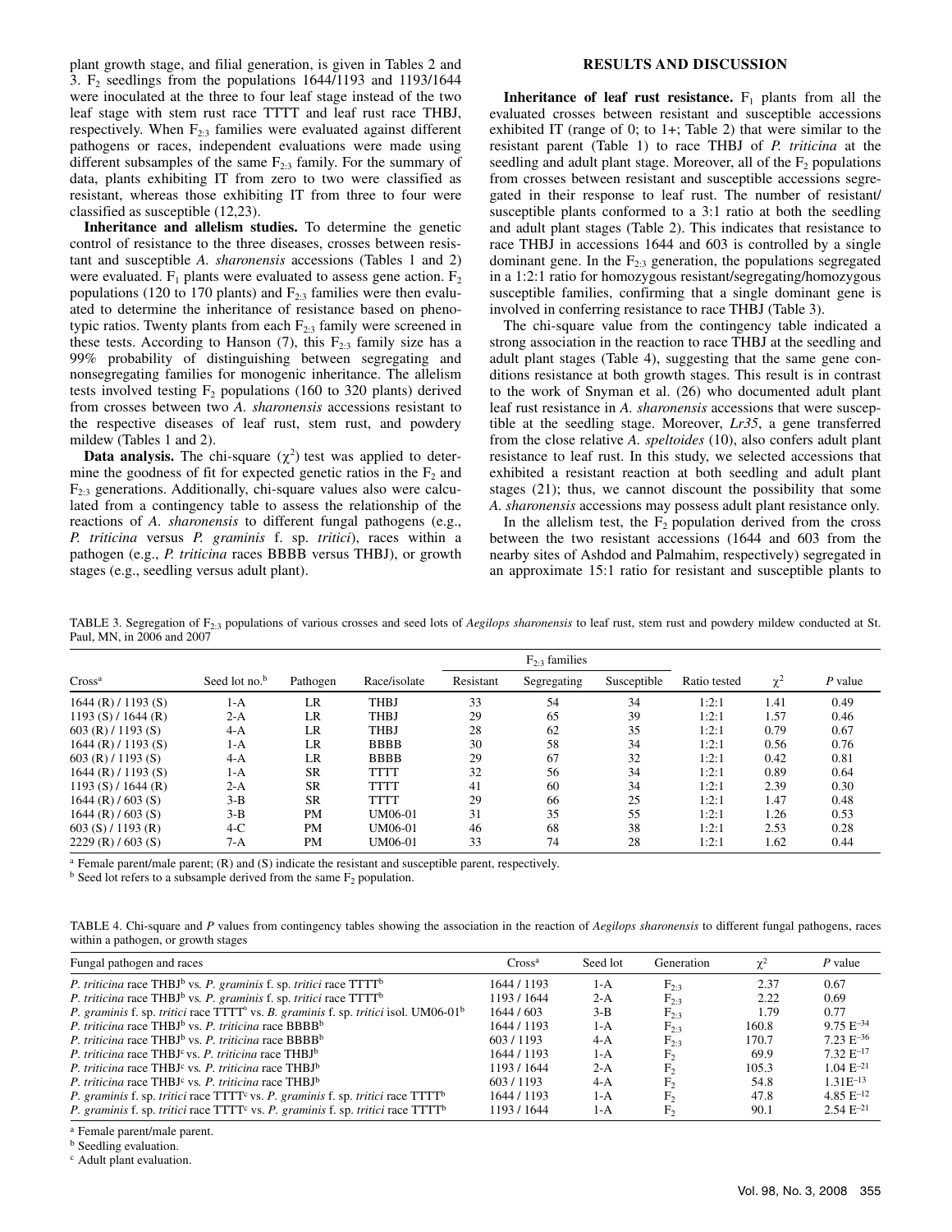plant growth stage, and filial generation, is given in Tables 2 and 3. $F_2$ seedlings from the populations 1644/1193 and 1193/1644 were inoculated at the three to four leaf stage instead of the two leaf stage with stem rust race TTTT and leaf rust race THBJ, respectively. When $F_{2:3}$ families were evaluated against different pathogens or races, independent evaluations were made using different subsamples of the same $F_{2:3}$ family. For the summary of data, plants exhibiting IT from zero to two were classified as resistant, whereas those exhibiting IT from three to four were classified as susceptible (12,23).

**Inheritance and allelism studies.** To determine the genetic control of resistance to the three diseases, crosses between resistant and susceptible *A. sharonensis* accessions (Tables 1 and 2) were evaluated. $F_1$ plants were evaluated to assess gene action. $F_2$ populations (120 to 170 plants) and $F_{2:3}$ families were then evaluated to determine the inheritance of resistance based on phenotypic ratios. Twenty plants from each $F_{2:3}$ family were screened in these tests. According to Hanson (7), this $F_{2:3}$ family size has a 99% probability of distinguishing between segregating and nonsegregating families for monogenic inheritance. The allelism tests involved testing $F_2$ populations (160 to 320 plants) derived from crosses between two *A. sharonensis* accessions resistant to the respective diseases of leaf rust, stem rust, and powdery mildew (Tables 1 and 2).

**Data analysis.** The chi-square ($\chi^2$) test was applied to determine the goodness of fit for expected genetic ratios in the $F_2$ and $F_{2:3}$ generations. Additionally, chi-square values also were calculated from a contingency table to assess the relationship of the reactions of *A. sharonensis* to different fungal pathogens (e.g., *P. triticina* versus *P. graminis* f. sp. *tritici*), races within a pathogen (e.g., *P. triticina* races BBBB versus THBJ), or growth stages (e.g., seedling versus adult plant).

## RESULTS AND DISCUSSION

**Inheritance of leaf rust resistance.** $F_1$ plants from all the evaluated crosses between resistant and susceptible accessions exhibited IT (range of 0; to 1+; Table 2) that were similar to the resistant parent (Table 1) to race THBJ of *P. triticina* at the seedling and adult plant stage. Moreover, all of the $F_2$ populations from crosses between resistant and susceptible accessions segregated in their response to leaf rust. The number of resistant/susceptible plants conformed to a 3:1 ratio at both the seedling and adult plant stages (Table 2). This indicates that resistance to race THBJ in accessions 1644 and 603 is controlled by a single dominant gene. In the $F_{2:3}$ generation, the populations segregated in a 1:2:1 ratio for homozygous resistant/segregating/homozygous susceptible families, confirming that a single dominant gene is involved in conferring resistance to race THBJ (Table 3).

The chi-square value from the contingency table indicated a strong association in the reaction to race THBJ at the seedling and adult plant stages (Table 4), suggesting that the same gene conditions resistance at both growth stages. This result is in contrast to the work of Snyman et al. (26) who documented adult plant leaf rust resistance in *A. sharonensis* accessions that were susceptible at the seedling stage. Moreover, *Lr35*, a gene transferred from the close relative *A. speltoides* (10), also confers adult plant resistance to leaf rust. In this study, we selected accessions that exhibited a resistant reaction at both seedling and adult plant stages (21); thus, we cannot discount the possibility that some *A. sharonensis* accessions may possess adult plant resistance only.

In the allelism test, the $F_2$ population derived from the cross between the two resistant accessions (1644 and 603 from the nearby sites of Ashdod and Palmahim, respectively) segregated in an approximate 15:1 ratio for resistant and susceptible plants to

TABLE 3. Segregation of $F_{2:3}$ populations of various crosses and seed lots of *Aegilops sharonensis* to leaf rust, stem rust and powdery mildew conducted at St. Paul, MN, in 2006 and 2007

| Cross[a] | Seed lot no.[b] | Pathogen | Race/isolate | $F_{2:3}$ families | | | Ratio tested | $\chi^2$ | *P* value |
|---|---|---|---|---|---|---|---|---|---|
| | | | | Resistant | Segregating | Susceptible | | | |
| 1644 (R) / 1193 (S) | 1-A | LR | THBJ | 33 | 54 | 34 | 1:2:1 | 1.41 | 0.49 |
| 1193 (S) / 1644 (R) | 2-A | LR | THBJ | 29 | 65 | 39 | 1:2:1 | 1.57 | 0.46 |
| 603 (R) / 1193 (S) | 4-A | LR | THBJ | 28 | 62 | 35 | 1:2:1 | 0.79 | 0.67 |
| 1644 (R) / 1193 (S) | 1-A | LR | BBBB | 30 | 58 | 34 | 1:2:1 | 0.56 | 0.76 |
| 603 (R) / 1193 (S) | 4-A | LR | BBBB | 29 | 67 | 32 | 1:2:1 | 0.42 | 0.81 |
| 1644 (R) / 1193 (S) | 1-A | SR | TTTT | 32 | 56 | 34 | 1:2:1 | 0.89 | 0.64 |
| 1193 (S) / 1644 (R) | 2-A | SR | TTTT | 41 | 60 | 34 | 1:2:1 | 2.39 | 0.30 |
| 1644 (R) / 603 (S) | 3-B | SR | TTTT | 29 | 66 | 25 | 1:2:1 | 1.47 | 0.48 |
| 1644 (R) / 603 (S) | 3-B | PM | UM06-01 | 31 | 35 | 55 | 1:2:1 | 1.26 | 0.53 |
| 603 (S) / 1193 (R) | 4-C | PM | UM06-01 | 46 | 68 | 38 | 1:2:1 | 2.53 | 0.28 |
| 2229 (R) / 603 (S) | 7-A | PM | UM06-01 | 33 | 74 | 28 | 1:2:1 | 1.62 | 0.44 |

[a] Female parent/male parent; (R) and (S) indicate the resistant and susceptible parent, respectively.
[b] Seed lot refers to a subsample derived from the same $F_2$ population.

TABLE 4. Chi-square and *P* values from contingency tables showing the association in the reaction of *Aegilops sharonensis* to different fungal pathogens, races within a pathogen, or growth stages

| Fungal pathogen and races | Cross[a] | Seed lot | Generation | $\chi^2$ | *P* value |
|---|---|---|---|---|---|
| *P. triticina* race THBJ[b] vs. *P. graminis* f. sp. *tritici* race TTTT[b] | 1644 / 1193 | 1-A | $F_{2:3}$ | 2.37 | 0.67 |
| *P. triticina* race THBJ[b] vs. *P. graminis* f. sp. *tritici* race TTTT[b] | 1193 / 1644 | 2-A | $F_{2:3}$ | 2.22 | 0.69 |
| *P. graminis* f. sp. *tritici* race TTTT[b] vs. *B. graminis* f. sp. *tritici* isol. UM06-01[b] | 1644 / 603 | 3-B | $F_{2:3}$ | 1.79 | 0.77 |
| *P. triticina* race THBJ[b] vs. *P. triticina* race BBBB[b] | 1644 / 1193 | 1-A | $F_{2:3}$ | 160.8 | $9.75\ E^{-34}$ |
| *P. triticina* race THBJ[b] vs. *P. triticina* race BBBB[b] | 603 / 1193 | 4-A | $F_{2:3}$ | 170.7 | $7.23\ E^{-36}$ |
| *P. triticina* race THBJ[c] vs. *P. triticina* race THBJ[b] | 1644 / 1193 | 1-A | $F_2$ | 69.9 | $7.32\ E^{-17}$ |
| *P. triticina* race THBJ[c] vs. *P. triticina* race THBJ[b] | 1193 / 1644 | 2-A | $F_2$ | 105.3 | $1.04\ E^{-21}$ |
| *P. triticina* race THBJ[c] vs. *P. triticina* race THBJ[b] | 603 / 1193 | 4-A | $F_2$ | 54.8 | $1.31E^{-13}$ |
| *P. graminis* f. sp. *tritici* race TTTT[c] vs. *P. graminis* f. sp. *tritici* race TTTT[b] | 1644 / 1193 | 1-A | $F_2$ | 47.8 | $4.85\ E^{-12}$ |
| *P. graminis* f. sp. *tritici* race TTTT[c] vs. *P. graminis* f. sp. *tritici* race TTTT[b] | 1193 / 1644 | 1-A | $F_2$ | 90.1 | $2.54\ E^{-21}$ |

[a] Female parent/male parent.
[b] Seedling evaluation.
[c] Adult plant evaluation.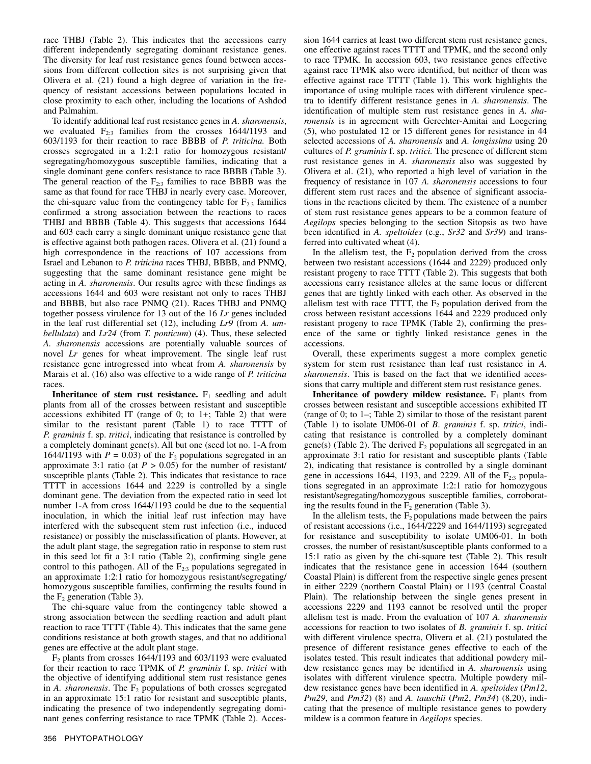race THBJ (Table 2). This indicates that the accessions carry different independently segregating dominant resistance genes. The diversity for leaf rust resistance genes found between accessions from different collection sites is not surprising given that Olivera et al. (21) found a high degree of variation in the frequency of resistant accessions between populations located in close proximity to each other, including the locations of Ashdod and Palmahim.

To identify additional leaf rust resistance genes in *A. sharonensis*, we evaluated $F_{2:3}$ families from the crosses 1644/1193 and 603/1193 for their reaction to race BBBB of *P. triticina.* Both crosses segregated in a 1:2:1 ratio for homozygous resistant/segregating/homozygous susceptible families, indicating that a single dominant gene confers resistance to race BBBB (Table 3). The general reaction of the $F_{2:3}$ families to race BBBB was the same as that found for race THBJ in nearly every case. Moreover, the chi-square value from the contingency table for $F_{2:3}$ families confirmed a strong association between the reactions to races THBJ and BBBB (Table 4). This suggests that accessions 1644 and 603 each carry a single dominant unique resistance gene that is effective against both pathogen races. Olivera et al. (21) found a high correspondence in the reactions of 107 accessions from Israel and Lebanon to *P. triticina* races THBJ, BBBB, and PNMQ, suggesting that the same dominant resistance gene might be acting in *A. sharonensis*. Our results agree with these findings as accessions 1644 and 603 were resistant not only to races THBJ and BBBB, but also race PNMQ (21). Races THBJ and PNMQ together possess virulence for 13 out of the 16 *Lr* genes included in the leaf rust differential set (12), including *Lr9* (from *A. umbellulata*) and *Lr24* (from *T. ponticum*) (4). Thus, these selected *A. sharonensis* accessions are potentially valuable sources of novel *Lr* genes for wheat improvement. The single leaf rust resistance gene introgressed into wheat from *A. sharonensis* by Marais et al. (16) also was effective to a wide range of *P. triticina* races.

**Inheritance of stem rust resistance.** $F_1$ seedling and adult plants from all of the crosses between resistant and susceptible accessions exhibited IT (range of 0; to 1+; Table 2) that were similar to the resistant parent (Table 1) to race TTTT of *P. graminis* f. sp. *tritici*, indicating that resistance is controlled by a completely dominant gene(s). All but one (seed lot no. 1-A from 1644/1193 with $P = 0.03$) of the $F_2$ populations segregated in an approximate 3:1 ratio (at $P > 0.05$) for the number of resistant/susceptible plants (Table 2). This indicates that resistance to race TTTT in accessions 1644 and 2229 is controlled by a single dominant gene. The deviation from the expected ratio in seed lot number 1-A from cross 1644/1193 could be due to the sequential inoculation, in which the initial leaf rust infection may have interfered with the subsequent stem rust infection (i.e., induced resistance) or possibly the misclassification of plants. However, at the adult plant stage, the segregation ratio in response to stem rust in this seed lot fit a 3:1 ratio (Table 2), confirming single gene control to this pathogen. All of the $F_{2:3}$ populations segregated in an approximate 1:2:1 ratio for homozygous resistant/segregating/homozygous susceptible families, confirming the results found in the $F_2$ generation (Table 3).

The chi-square value from the contingency table showed a strong association between the seedling reaction and adult plant reaction to race TTTT (Table 4). This indicates that the same gene conditions resistance at both growth stages, and that no additional genes are effective at the adult plant stage.

$F_2$ plants from crosses 1644/1193 and 603/1193 were evaluated for their reaction to race TPMK of *P. graminis* f. sp. *tritici* with the objective of identifying additional stem rust resistance genes in *A. sharonensis*. The $F_2$ populations of both crosses segregated in an approximate 15:1 ratio for resistant and susceptible plants, indicating the presence of two independently segregating dominant genes conferring resistance to race TPMK (Table 2). Accession 1644 carries at least two different stem rust resistance genes, one effective against races TTTT and TPMK, and the second only to race TPMK. In accession 603, two resistance genes effective against race TPMK also were identified, but neither of them was effective against race TTTT (Table 1). This work highlights the importance of using multiple races with different virulence spectra to identify different resistance genes in *A. sharonensis*. The identification of multiple stem rust resistance genes in *A. sharonensis* is in agreement with Gerechter-Amitai and Loegering (5), who postulated 12 or 15 different genes for resistance in 44 selected accessions of *A. sharonensis* and *A. longissima* using 20 cultures of *P. graminis* f. sp. *tritici.* The presence of different stem rust resistance genes in *A. sharonensis* also was suggested by Olivera et al. (21), who reported a high level of variation in the frequency of resistance in 107 *A. sharonensis* accessions to four different stem rust races and the absence of significant associations in the reactions elicited by them. The existence of a number of stem rust resistance genes appears to be a common feature of *Aegilops* species belonging to the section Sitopsis as two have been identified in *A. speltoides* (e.g., *Sr32* and *Sr39*) and transferred into cultivated wheat (4).

In the allelism test, the $F_2$ population derived from the cross between two resistant accessions (1644 and 2229) produced only resistant progeny to race TTTT (Table 2). This suggests that both accessions carry resistance alleles at the same locus or different genes that are tightly linked with each other. As observed in the allelism test with race TTTT, the $F_2$ population derived from the cross between resistant accessions 1644 and 2229 produced only resistant progeny to race TPMK (Table 2), confirming the presence of the same or tightly linked resistance genes in the accessions.

Overall, these experiments suggest a more complex genetic system for stem rust resistance than leaf rust resistance in *A. sharonensis*. This is based on the fact that we identified accessions that carry multiple and different stem rust resistance genes.

**Inheritance of powdery mildew resistance.** $F_1$ plants from crosses between resistant and susceptible accessions exhibited IT (range of 0; to 1–; Table 2) similar to those of the resistant parent (Table 1) to isolate UM06-01 of *B. graminis* f. sp. *tritici*, indicating that resistance is controlled by a completely dominant gene(s) (Table 2). The derived $F_2$ populations all segregated in an approximate 3:1 ratio for resistant and susceptible plants (Table 2), indicating that resistance is controlled by a single dominant gene in accessions 1644, 1193, and 2229. All of the $F_{2:3}$ populations segregated in an approximate 1:2:1 ratio for homozygous resistant/segregating/homozygous susceptible families, corroborating the results found in the $F_2$ generation (Table 3).

In the allelism tests, the $F_2$ populations made between the pairs of resistant accessions (i.e., 1644/2229 and 1644/1193) segregated for resistance and susceptibility to isolate UM06-01. In both crosses, the number of resistant/susceptible plants conformed to a 15:1 ratio as given by the chi-square test (Table 2). This result indicates that the resistance gene in accession 1644 (southern Coastal Plain) is different from the respective single genes present in either 2229 (northern Coastal Plain) or 1193 (central Coastal Plain). The relationship between the single genes present in accessions 2229 and 1193 cannot be resolved until the proper allelism test is made. From the evaluation of 107 *A. sharonensis* accessions for reaction to two isolates of *B. graminis* f. sp. *tritici* with different virulence spectra, Olivera et al. (21) postulated the presence of different resistance genes effective to each of the isolates tested. This result indicates that additional powdery mildew resistance genes may be identified in *A. sharonensis* using isolates with different virulence spectra. Multiple powdery mildew resistance genes have been identified in *A. speltoides* (*Pm12*, *Pm29*, and *Pm32*) (8) and *A. tauschii* (*Pm2*, *Pm34*) (8,20), indicating that the presence of multiple resistance genes to powdery mildew is a common feature in *Aegilops* species.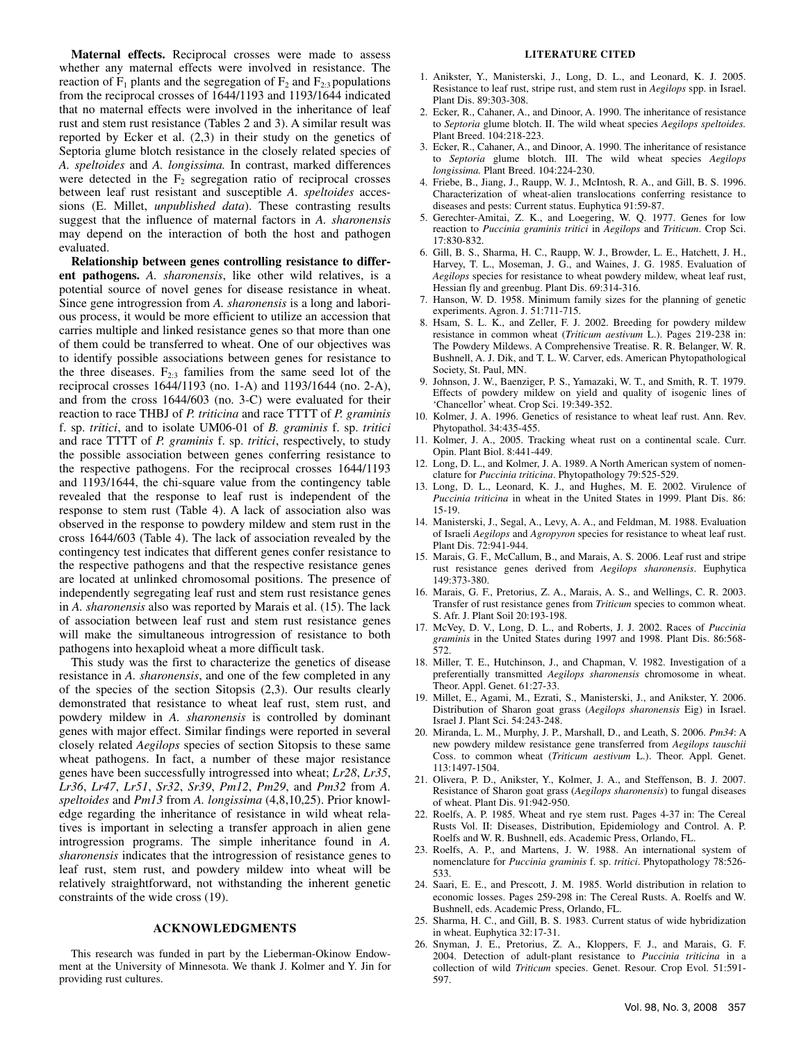**Maternal effects.** Reciprocal crosses were made to assess whether any maternal effects were involved in resistance. The reaction of $F_1$ plants and the segregation of $F_2$ and $F_{2:3}$ populations from the reciprocal crosses of 1644/1193 and 1193/1644 indicated that no maternal effects were involved in the inheritance of leaf rust and stem rust resistance (Tables 2 and 3). A similar result was reported by Ecker et al. (2,3) in their study on the genetics of Septoria glume blotch resistance in the closely related species of *A. speltoides* and *A. longissima.* In contrast, marked differences were detected in the $F_2$ segregation ratio of reciprocal crosses between leaf rust resistant and susceptible *A. speltoides* accessions (E. Millet, *unpublished data*). These contrasting results suggest that the influence of maternal factors in *A. sharonensis* may depend on the interaction of both the host and pathogen evaluated.

**Relationship between genes controlling resistance to different pathogens.** *A. sharonensis*, like other wild relatives, is a potential source of novel genes for disease resistance in wheat. Since gene introgression from *A. sharonensis* is a long and laborious process, it would be more efficient to utilize an accession that carries multiple and linked resistance genes so that more than one of them could be transferred to wheat. One of our objectives was to identify possible associations between genes for resistance to the three diseases. $F_{2:3}$ families from the same seed lot of the reciprocal crosses 1644/1193 (no. 1-A) and 1193/1644 (no. 2-A), and from the cross 1644/603 (no. 3-C) were evaluated for their reaction to race THBJ of *P. triticina* and race TTTT of *P. graminis* f. sp. *tritici*, and to isolate UM06-01 of *B. graminis* f. sp. *tritici* and race TTTT of *P. graminis* f. sp. *tritici*, respectively, to study the possible association between genes conferring resistance to the respective pathogens. For the reciprocal crosses 1644/1193 and 1193/1644, the chi-square value from the contingency table revealed that the response to leaf rust is independent of the response to stem rust (Table 4). A lack of association also was observed in the response to powdery mildew and stem rust in the cross 1644/603 (Table 4). The lack of association revealed by the contingency test indicates that different genes confer resistance to the respective pathogens and that the respective resistance genes are located at unlinked chromosomal positions. The presence of independently segregating leaf rust and stem rust resistance genes in *A. sharonensis* also was reported by Marais et al. (15). The lack of association between leaf rust and stem rust resistance genes will make the simultaneous introgression of resistance to both pathogens into hexaploid wheat a more difficult task.

This study was the first to characterize the genetics of disease resistance in *A. sharonensis*, and one of the few completed in any of the species of the section Sitopsis (2,3). Our results clearly demonstrated that resistance to wheat leaf rust, stem rust, and powdery mildew in *A. sharonensis* is controlled by dominant genes with major effect. Similar findings were reported in several closely related *Aegilops* species of section Sitopsis to these same wheat pathogens. In fact, a number of these major resistance genes have been successfully introgressed into wheat; *Lr28*, *Lr35*, *Lr36*, *Lr47*, *Lr51*, *Sr32*, *Sr39*, *Pm12*, *Pm29*, and *Pm32* from *A. speltoides* and *Pm13* from *A. longissima* (4,8,10,25). Prior knowledge regarding the inheritance of resistance in wild wheat relatives is important in selecting a transfer approach in alien gene introgression programs. The simple inheritance found in *A. sharonensis* indicates that the introgression of resistance genes to leaf rust, stem rust, and powdery mildew into wheat will be relatively straightforward, not withstanding the inherent genetic constraints of the wide cross (19).

## ACKNOWLEDGMENTS

This research was funded in part by the Lieberman-Okinow Endowment at the University of Minnesota. We thank J. Kolmer and Y. Jin for providing rust cultures.

## LITERATURE CITED

1. Anikster, Y., Manisterski, J., Long, D. L., and Leonard, K. J. 2005. Resistance to leaf rust, stripe rust, and stem rust in *Aegilops* spp. in Israel. Plant Dis. 89:303-308.
2. Ecker, R., Cahaner, A., and Dinoor, A. 1990. The inheritance of resistance to *Septoria* glume blotch. II. The wild wheat species *Aegilops speltoides.* Plant Breed. 104:218-223.
3. Ecker, R., Cahaner, A., and Dinoor, A. 1990. The inheritance of resistance to *Septoria* glume blotch. III. The wild wheat species *Aegilops longissima.* Plant Breed. 104:224-230.
4. Friebe, B., Jiang, J., Raupp, W. J., McIntosh, R. A., and Gill, B. S. 1996. Characterization of wheat-alien translocations conferring resistance to diseases and pests: Current status. Euphytica 91:59-87.
5. Gerechter-Amitai, Z. K., and Loegering, W. Q. 1977. Genes for low reaction to *Puccinia graminis tritici* in *Aegilops* and *Triticum*. Crop Sci. 17:830-832.
6. Gill, B. S., Sharma, H. C., Raupp, W. J., Browder, L. E., Hatchett, J. H., Harvey, T. L., Moseman, J. G., and Waines, J. G. 1985. Evaluation of *Aegilops* species for resistance to wheat powdery mildew, wheat leaf rust, Hessian fly and greenbug. Plant Dis. 69:314-316.
7. Hanson, W. D. 1958. Minimum family sizes for the planning of genetic experiments. Agron. J. 51:711-715.
8. Hsam, S. L. K., and Zeller, F. J. 2002. Breeding for powdery mildew resistance in common wheat (*Triticum aestivum* L.). Pages 219-238 in: The Powdery Mildews. A Comprehensive Treatise. R. R. Belanger, W. R. Bushnell, A. J. Dik, and T. L. W. Carver, eds. American Phytopathological Society, St. Paul, MN.
9. Johnson, J. W., Baenziger, P. S., Yamazaki, W. T., and Smith, R. T. 1979. Effects of powdery mildew on yield and quality of isogenic lines of 'Chancellor' wheat. Crop Sci. 19:349-352.
10. Kolmer, J. A. 1996. Genetics of resistance to wheat leaf rust. Ann. Rev. Phytopathol. 34:435-455.
11. Kolmer, J. A., 2005. Tracking wheat rust on a continental scale. Curr. Opin. Plant Biol. 8:441-449.
12. Long, D. L., and Kolmer, J. A. 1989. A North American system of nomenclature for *Puccinia triticina*. Phytopathology 79:525-529.
13. Long, D. L., Leonard, K. J., and Hughes, M. E. 2002. Virulence of *Puccinia triticina* in wheat in the United States in 1999. Plant Dis. 86: 15-19.
14. Manisterski, J., Segal, A., Levy, A. A., and Feldman, M. 1988. Evaluation of Israeli *Aegilops* and *Agropyron* species for resistance to wheat leaf rust. Plant Dis. 72:941-944.
15. Marais, G. F., McCallum, B., and Marais, A. S. 2006. Leaf rust and stripe rust resistance genes derived from *Aegilops sharonensis*. Euphytica 149:373-380.
16. Marais, G. F., Pretorius, Z. A., Marais, A. S., and Wellings, C. R. 2003. Transfer of rust resistance genes from *Triticum* species to common wheat. S. Afr. J. Plant Soil 20:193-198.
17. McVey, D. V., Long, D. L., and Roberts, J. J. 2002. Races of *Puccinia graminis* in the United States during 1997 and 1998. Plant Dis. 86:568-572.
18. Miller, T. E., Hutchinson, J., and Chapman, V. 1982. Investigation of a preferentially transmitted *Aegilops sharonensis* chromosome in wheat. Theor. Appl. Genet. 61:27-33.
19. Millet, E., Agami, M., Ezrati, S., Manisterski, J., and Anikster, Y. 2006. Distribution of Sharon goat grass (*Aegilops sharonensis* Eig) in Israel. Israel J. Plant Sci. 54:243-248.
20. Miranda, L. M., Murphy, J. P., Marshall, D., and Leath, S. 2006. *Pm34*: A new powdery mildew resistance gene transferred from *Aegilops tauschii* Coss. to common wheat (*Triticum aestivum* L.). Theor. Appl. Genet. 113:1497-1504.
21. Olivera, P. D., Anikster, Y., Kolmer, J. A., and Steffenson, B. J. 2007. Resistance of Sharon goat grass (*Aegilops sharonensis*) to fungal diseases of wheat. Plant Dis. 91:942-950.
22. Roelfs, A. P. 1985. Wheat and rye stem rust. Pages 4-37 in: The Cereal Rusts Vol. II: Diseases, Distribution, Epidemiology and Control. A. P. Roelfs and W. R. Bushnell, eds. Academic Press, Orlando, FL.
23. Roelfs, A. P., and Martens, J. W. 1988. An international system of nomenclature for *Puccinia graminis* f. sp. *tritici*. Phytopathology 78:526-533.
24. Saari, E. E., and Prescott, J. M. 1985. World distribution in relation to economic losses. Pages 259-298 in: The Cereal Rusts. A. Roelfs and W. Bushnell, eds. Academic Press, Orlando, FL.
25. Sharma, H. C., and Gill, B. S. 1983. Current status of wide hybridization in wheat. Euphytica 32:17-31.
26. Snyman, J. E., Pretorius, Z. A., Kloppers, F. J., and Marais, G. F. 2004. Detection of adult-plant resistance to *Puccinia triticina* in a collection of wild *Triticum* species. Genet. Resour. Crop Evol. 51:591-597.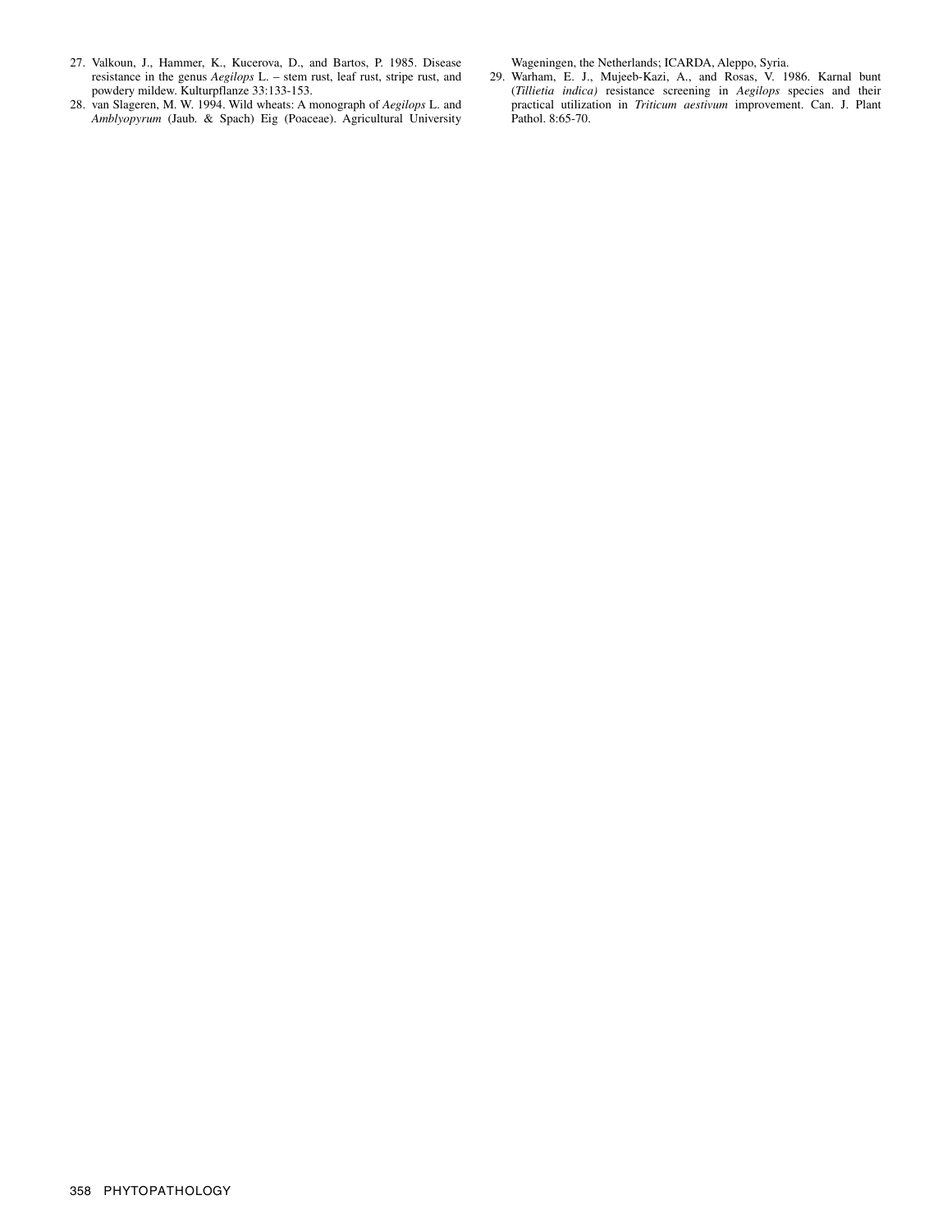27. Valkoun, J., Hammer, K., Kucerova, D., and Bartos, P. 1985. Disease resistance in the genus *Aegilops* L. – stem rust, leaf rust, stripe rust, and powdery mildew. Kulturpflanze 33:133-153.
28. van Slageren, M. W. 1994. Wild wheats: A monograph of *Aegilops* L. and *Amblyopyrum* (Jaub. & Spach) Eig (Poaceae). Agricultural University Wageningen, the Netherlands; ICARDA, Aleppo, Syria.
29. Warham, E. J., Mujeeb-Kazi, A., and Rosas, V. 1986. Karnal bunt (*Tillietia indica)* resistance screening in *Aegilops* species and their practical utilization in *Triticum aestivum* improvement. Can. J. Plant Pathol. 8:65-70.